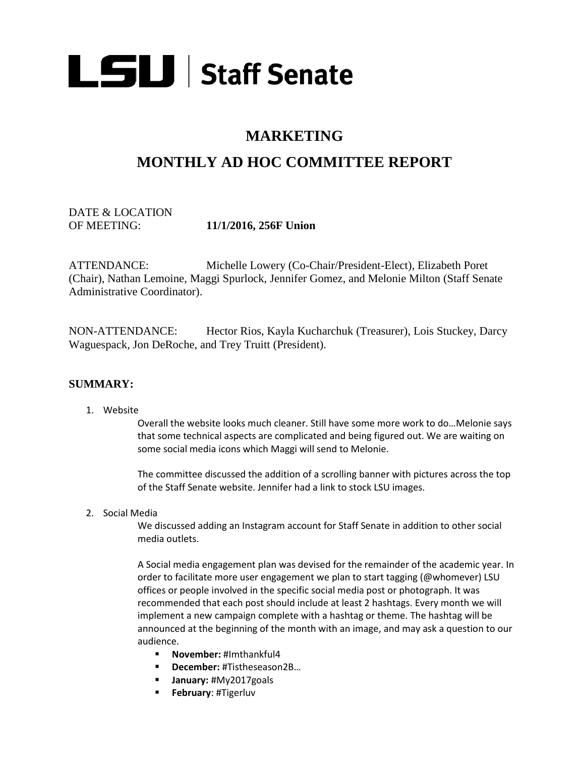# LSU | Staff Senate

## MARKETING

## MONTHLY AD HOC COMMITTEE REPORT

DATE & LOCATION
OF MEETING: **11/1/2016, 256F Union**

ATTENDANCE: Michelle Lowery (Co-Chair/President-Elect), Elizabeth Poret (Chair), Nathan Lemoine, Maggi Spurlock, Jennifer Gomez, and Melonie Milton (Staff Senate Administrative Coordinator).

NON-ATTENDANCE: Hector Rios, Kayla Kucharchuk (Treasurer), Lois Stuckey, Darcy Waguespack, Jon DeRoche, and Trey Truitt (President).

### SUMMARY:

1. Website

   Overall the website looks much cleaner. Still have some more work to do…Melonie says that some technical aspects are complicated and being figured out. We are waiting on some social media icons which Maggi will send to Melonie.

   The committee discussed the addition of a scrolling banner with pictures across the top of the Staff Senate website. Jennifer had a link to stock LSU images.

2. Social Media

   We discussed adding an Instagram account for Staff Senate in addition to other social media outlets.

   A Social media engagement plan was devised for the remainder of the academic year. In order to facilitate more user engagement we plan to start tagging (@whomever) LSU offices or people involved in the specific social media post or photograph. It was recommended that each post should include at least 2 hashtags. Every month we will implement a new campaign complete with a hashtag or theme. The hashtag will be announced at the beginning of the month with an image, and may ask a question to our audience.

   - **November:** #Imthankful4
   - **December:** #Tistheseason2B…
   - **January:** #My2017goals
   - **February**: #Tigerluv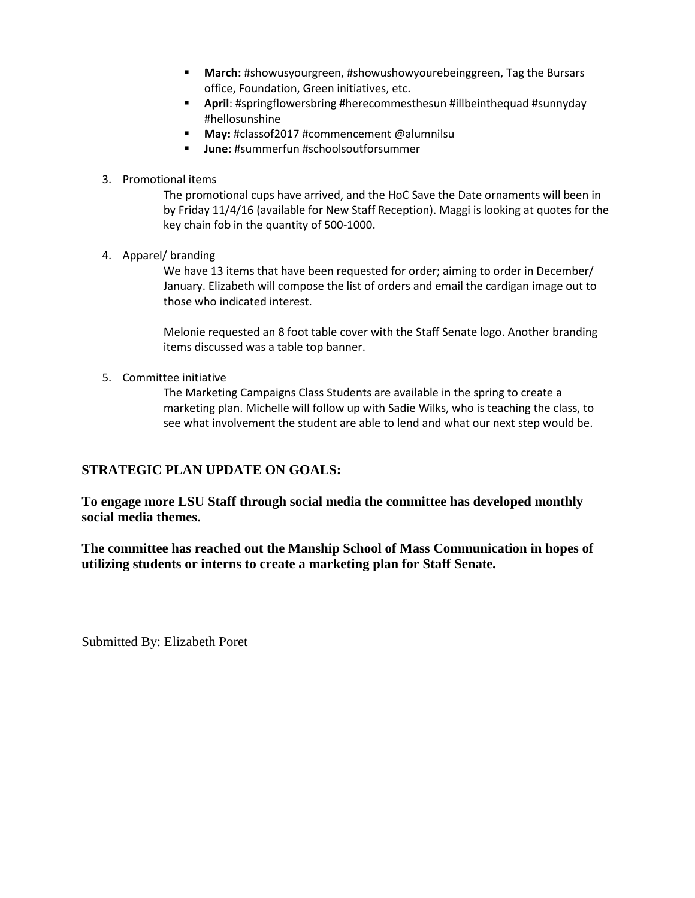- **March:** #showusyourgreen, #showushowyourebeinggreen, Tag the Bursars office, Foundation, Green initiatives, etc.
- **April**: #springflowersbring #herecommesthesun #illbeinthequad #sunnyday #hellosunshine
- **May:** #classof2017 #commencement @alumnilsu
- **June:** #summerfun #schoolsoutforsummer

3. Promotional items

   The promotional cups have arrived, and the HoC Save the Date ornaments will been in by Friday 11/4/16 (available for New Staff Reception). Maggi is looking at quotes for the key chain fob in the quantity of 500-1000.

4. Apparel/ branding

   We have 13 items that have been requested for order; aiming to order in December/ January. Elizabeth will compose the list of orders and email the cardigan image out to those who indicated interest.

   Melonie requested an 8 foot table cover with the Staff Senate logo. Another branding items discussed was a table top banner.

5. Committee initiative

   The Marketing Campaigns Class Students are available in the spring to create a marketing plan. Michelle will follow up with Sadie Wilks, who is teaching the class, to see what involvement the student are able to lend and what our next step would be.

## STRATEGIC PLAN UPDATE ON GOALS:

**To engage more LSU Staff through social media the committee has developed monthly social media themes.**

**The committee has reached out the Manship School of Mass Communication in hopes of utilizing students or interns to create a marketing plan for Staff Senate.**

Submitted By: Elizabeth Poret